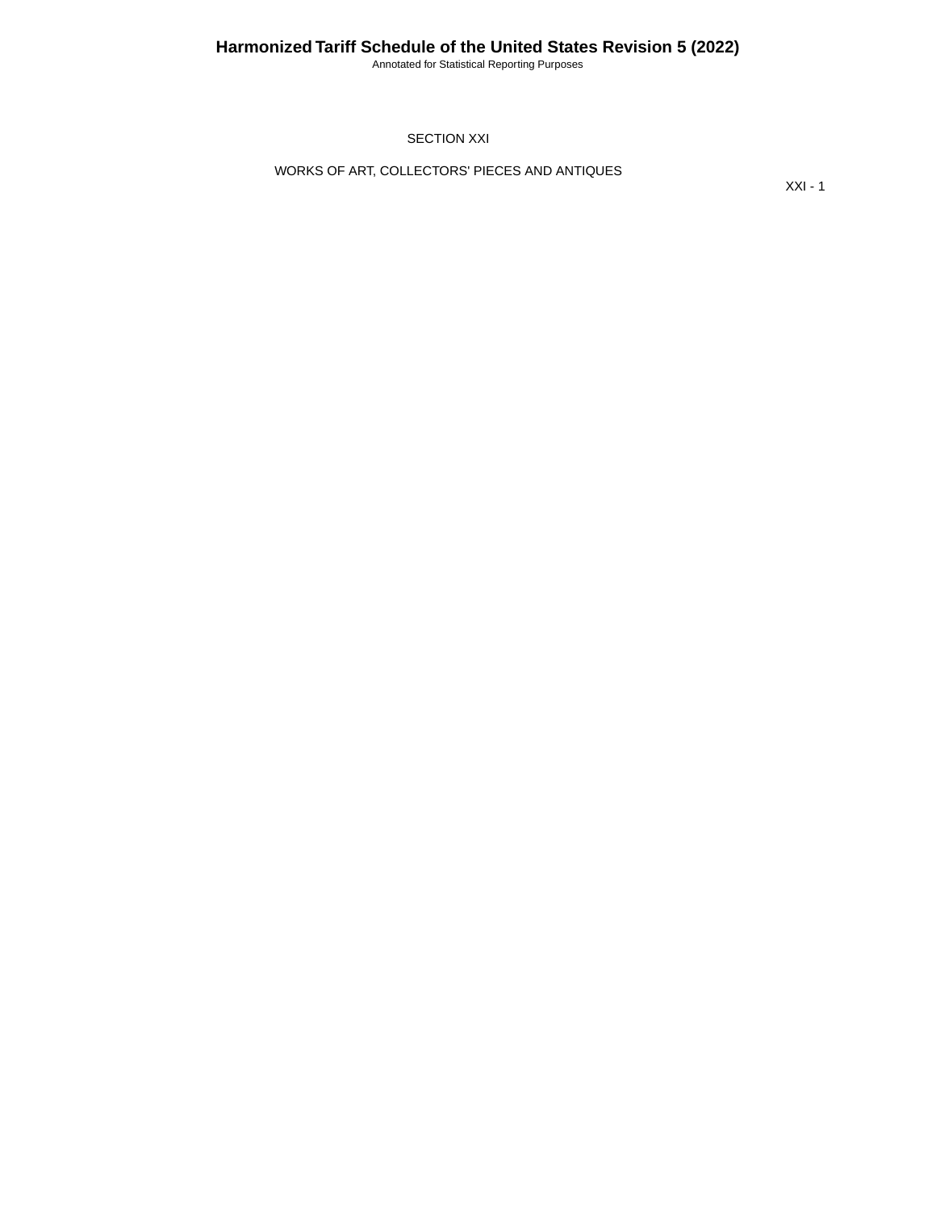# SECTION XXI

## WORKS OF ART, COLLECTORS' PIECES AND ANTIQUES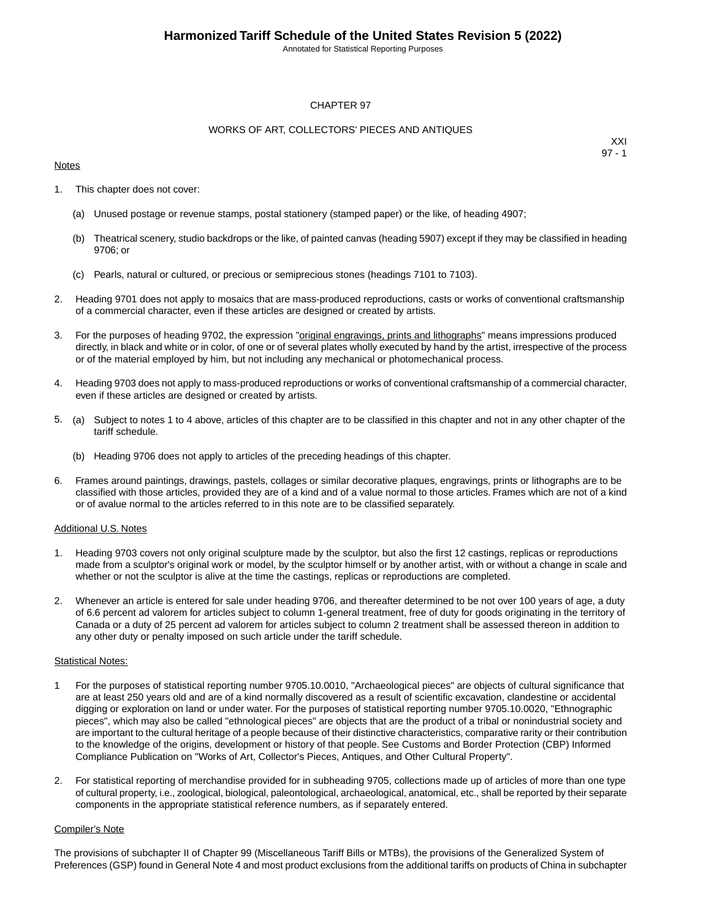# CHAPTER 97

## WORKS OF ART, COLLECTORS' PIECES AND ANTIQUES

XXI
97 - 1

Notes

1. This chapter does not cover:

   (a) Unused postage or revenue stamps, postal stationery (stamped paper) or the like, of heading 4907;

   (b) Theatrical scenery, studio backdrops or the like, of painted canvas (heading 5907) except if they may be classified in heading 9706; or

   (c) Pearls, natural or cultured, or precious or semiprecious stones (headings 7101 to 7103).

2. Heading 9701 does not apply to mosaics that are mass-produced reproductions, casts or works of conventional craftsmanship of a commercial character, even if these articles are designed or created by artists.

3. For the purposes of heading 9702, the expression "original engravings, prints and lithographs" means impressions produced directly, in black and white or in color, of one or of several plates wholly executed by hand by the artist, irrespective of the process or of the material employed by him, but not including any mechanical or photomechanical process.

4. Heading 9703 does not apply to mass-produced reproductions or works of conventional craftsmanship of a commercial character, even if these articles are designed or created by artists.

5. (a) Subject to notes 1 to 4 above, articles of this chapter are to be classified in this chapter and not in any other chapter of the tariff schedule.

   (b) Heading 9706 does not apply to articles of the preceding headings of this chapter.

6. Frames around paintings, drawings, pastels, collages or similar decorative plaques, engravings, prints or lithographs are to be classified with those articles, provided they are of a kind and of a value normal to those articles. Frames which are not of a kind or of avalue normal to the articles referred to in this note are to be classified separately.

Additional U.S. Notes

1. Heading 9703 covers not only original sculpture made by the sculptor, but also the first 12 castings, replicas or reproductions made from a sculptor's original work or model, by the sculptor himself or by another artist, with or without a change in scale and whether or not the sculptor is alive at the time the castings, replicas or reproductions are completed.

2. Whenever an article is entered for sale under heading 9706, and thereafter determined to be not over 100 years of age, a duty of 6.6 percent ad valorem for articles subject to column 1-general treatment, free of duty for goods originating in the territory of Canada or a duty of 25 percent ad valorem for articles subject to column 2 treatment shall be assessed thereon in addition to any other duty or penalty imposed on such article under the tariff schedule.

Statistical Notes:

1 For the purposes of statistical reporting number 9705.10.0010, "Archaeological pieces" are objects of cultural significance that are at least 250 years old and are of a kind normally discovered as a result of scientific excavation, clandestine or accidental digging or exploration on land or under water. For the purposes of statistical reporting number 9705.10.0020, "Ethnographic pieces", which may also be called "ethnological pieces" are objects that are the product of a tribal or nonindustrial society and are important to the cultural heritage of a people because of their distinctive characteristics, comparative rarity or their contribution to the knowledge of the origins, development or history of that people. See Customs and Border Protection (CBP) Informed Compliance Publication on "Works of Art, Collector's Pieces, Antiques, and Other Cultural Property".

2. For statistical reporting of merchandise provided for in subheading 9705, collections made up of articles of more than one type of cultural property, i.e., zoological, biological, paleontological, archaeological, anatomical, etc., shall be reported by their separate components in the appropriate statistical reference numbers, as if separately entered.

Compiler's Note

The provisions of subchapter II of Chapter 99 (Miscellaneous Tariff Bills or MTBs), the provisions of the Generalized System of Preferences (GSP) found in General Note 4 and most product exclusions from the additional tariffs on products of China in subchapter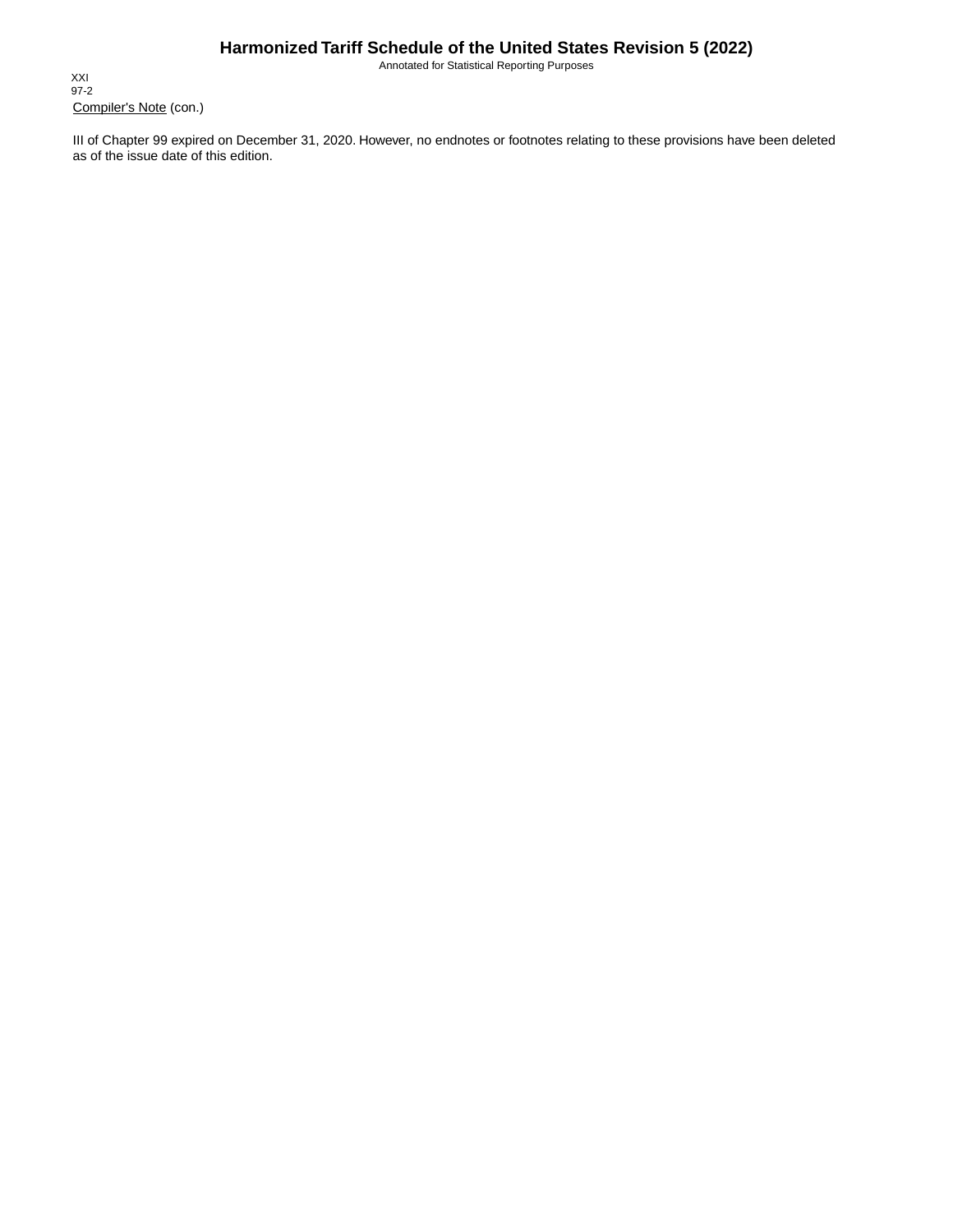Compiler's Note (con.)

III of Chapter 99 expired on December 31, 2020. However, no endnotes or footnotes relating to these provisions have been deleted as of the issue date of this edition.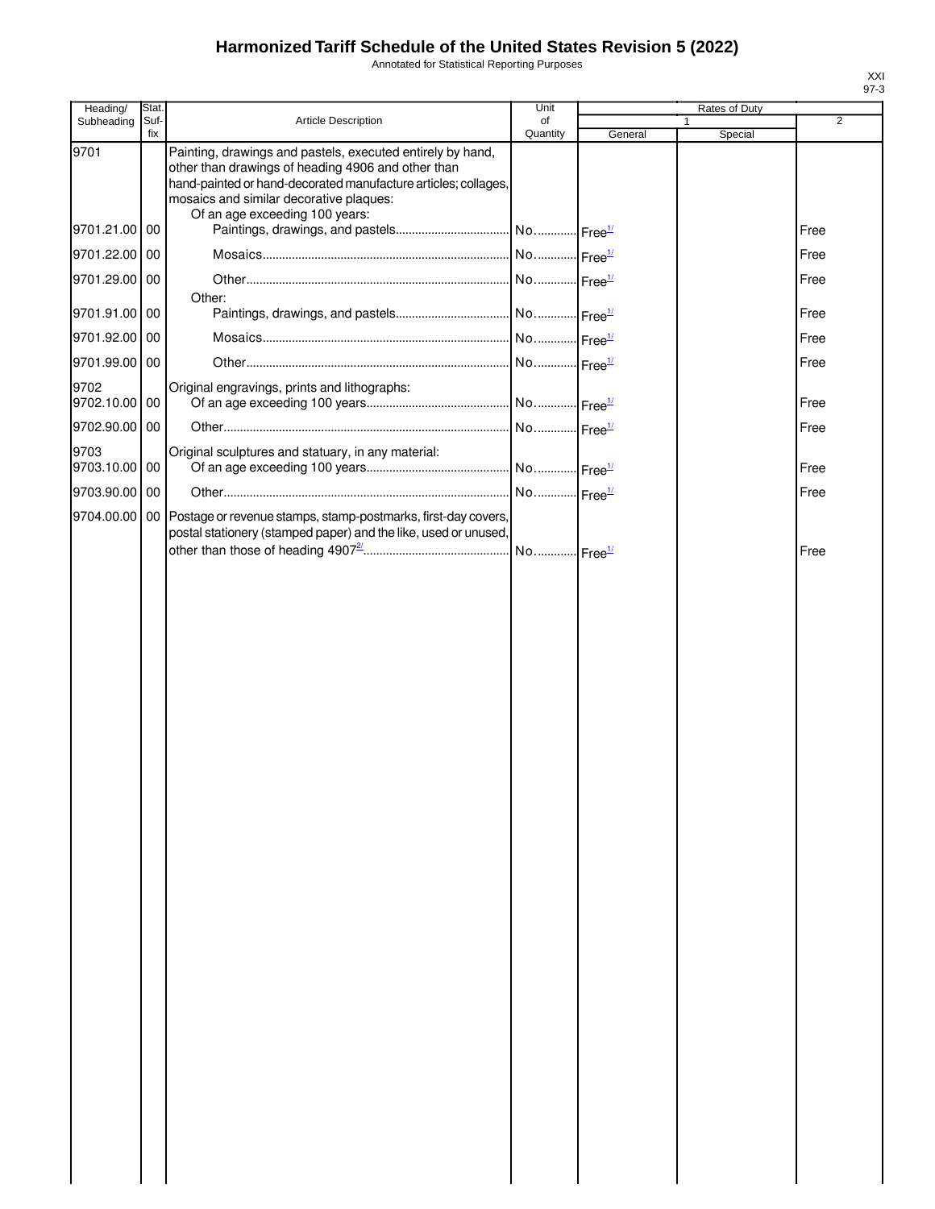# Harmonized Tariff Schedule of the United States Revision 5 (2022)

Annotated for Statistical Reporting Purposes

XXI
97-3

| Heading/ Subheading | Stat. Suf- fix | Article Description | Unit of Quantity | Rates of Duty 1 General | Special | 2 |
|---|---|---|---|---|---|---|
| 9701 | | Painting, drawings and pastels, executed entirely by hand, other than drawings of heading 4906 and other than hand-painted or hand-decorated manufacture articles; collages, mosaics and similar decorative plaques: | | | | |
| | | Of an age exceeding 100 years: | | | | |
| 9701.21.00 | 00 | Paintings, drawings, and pastels | No. | Free[1/] | | Free |
| 9701.22.00 | 00 | Mosaics | No. | Free[1/] | | Free |
| 9701.29.00 | 00 | Other | No. | Free[1/] | | Free |
| | | Other: | | | | |
| 9701.91.00 | 00 | Paintings, drawings, and pastels | No. | Free[1/] | | Free |
| 9701.92.00 | 00 | Mosaics | No. | Free[1/] | | Free |
| 9701.99.00 | 00 | Other | No. | Free[1/] | | Free |
| 9702 | | Original engravings, prints and lithographs: | | | | |
| 9702.10.00 | 00 | Of an age exceeding 100 years | No. | Free[1/] | | Free |
| 9702.90.00 | 00 | Other | No. | Free[1/] | | Free |
| 9703 | | Original sculptures and statuary, in any material: | | | | |
| 9703.10.00 | 00 | Of an age exceeding 100 years | No. | Free[1/] | | Free |
| 9703.90.00 | 00 | Other | No. | Free[1/] | | Free |
| 9704.00.00 | 00 | Postage or revenue stamps, stamp-postmarks, first-day covers, postal stationery (stamped paper) and the like, used or unused, other than those of heading 4907[2/] | No. | Free[1/] | | Free |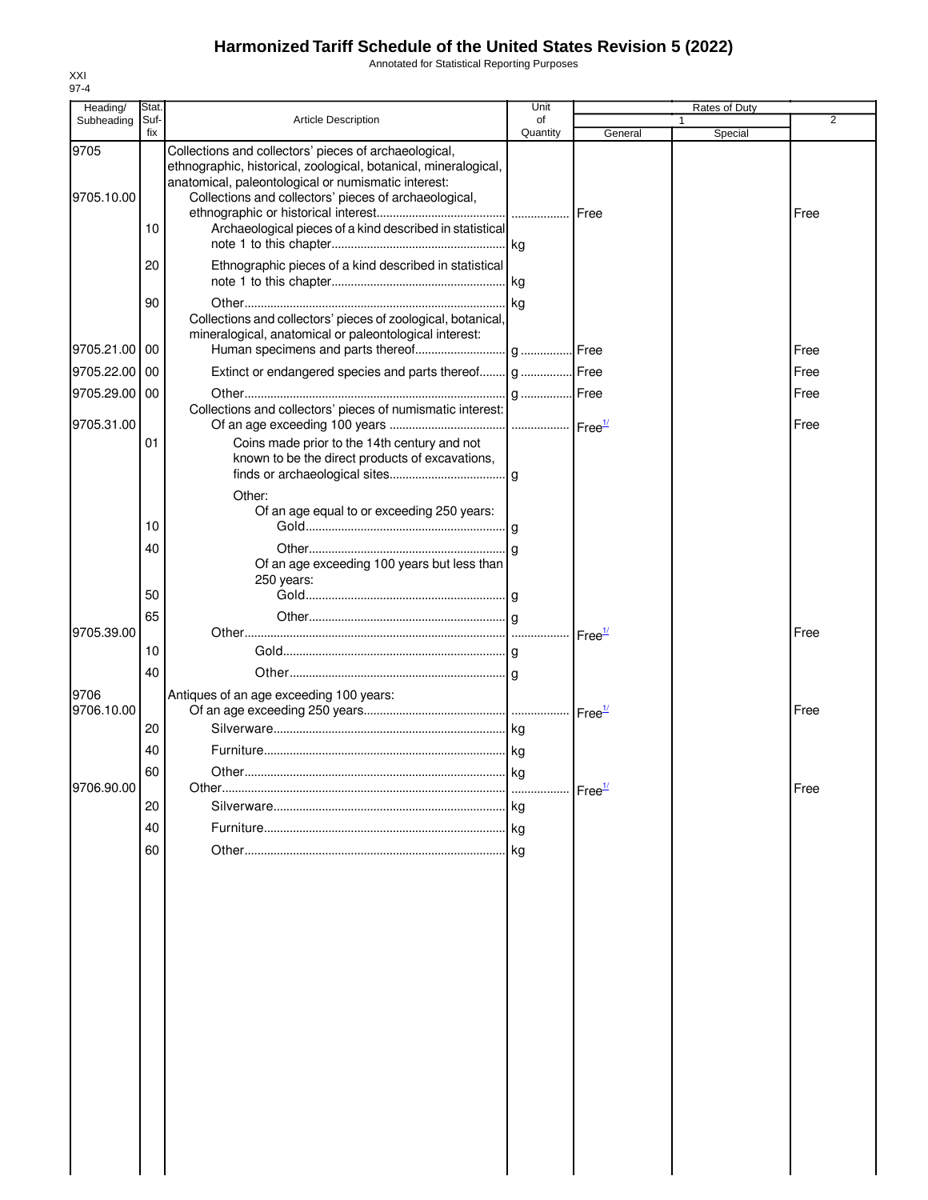# Harmonized Tariff Schedule of the United States Revision 5 (2022)

Annotated for Statistical Reporting Purposes

XXI
97-4

| Heading/ Subheading | Stat. Suf-fix | Article Description | Unit of Quantity | Rates of Duty 1 General | Rates of Duty 1 Special | Rates of Duty 2 |
|---|---|---|---|---|---|---|
| 9705 | | Collections and collectors' pieces of archaeological, ethnographic, historical, zoological, botanical, mineralogical, anatomical, paleontological or numismatic interest: | | | | |
| 9705.10.00 | | Collections and collectors' pieces of archaeological, ethnographic or historical interest | | Free | | Free |
| | 10 | Archaeological pieces of a kind described in statistical note 1 to this chapter | kg | | | |
| | 20 | Ethnographic pieces of a kind described in statistical note 1 to this chapter | kg | | | |
| | 90 | Other | kg | | | |
| | | Collections and collectors' pieces of zoological, botanical, mineralogical, anatomical or paleontological interest: | | | | |
| 9705.21.00 | 00 | Human specimens and parts thereof | g | Free | | Free |
| 9705.22.00 | 00 | Extinct or endangered species and parts thereof | g | Free | | Free |
| 9705.29.00 | 00 | Other | g | Free | | Free |
| | | Collections and collectors' pieces of numismatic interest: | | | | |
| 9705.31.00 | | Of an age exceeding 100 years | | Free[1/] | | Free |
| | 01 | Coins made prior to the 14th century and not known to be the direct products of excavations, finds or archaeological sites | g | | | |
| | | Other: | | | | |
| | | Of an age equal to or exceeding 250 years: | | | | |
| | 10 | Gold | g | | | |
| | 40 | Other | g | | | |
| | | Of an age exceeding 100 years but less than 250 years: | | | | |
| | 50 | Gold | g | | | |
| | 65 | Other | g | | | |
| 9705.39.00 | | Other | | Free[1/] | | Free |
| | 10 | Gold | g | | | |
| | 40 | Other | g | | | |
| 9706 | | Antiques of an age exceeding 100 years: | | | | |
| 9706.10.00 | | Of an age exceeding 250 years | | Free[1/] | | Free |
| | 20 | Silverware | kg | | | |
| | 40 | Furniture | kg | | | |
| | 60 | Other | kg | | | |
| 9706.90.00 | | Other | | Free[1/] | | Free |
| | 20 | Silverware | kg | | | |
| | 40 | Furniture | kg | | | |
| | 60 | Other | kg | | | |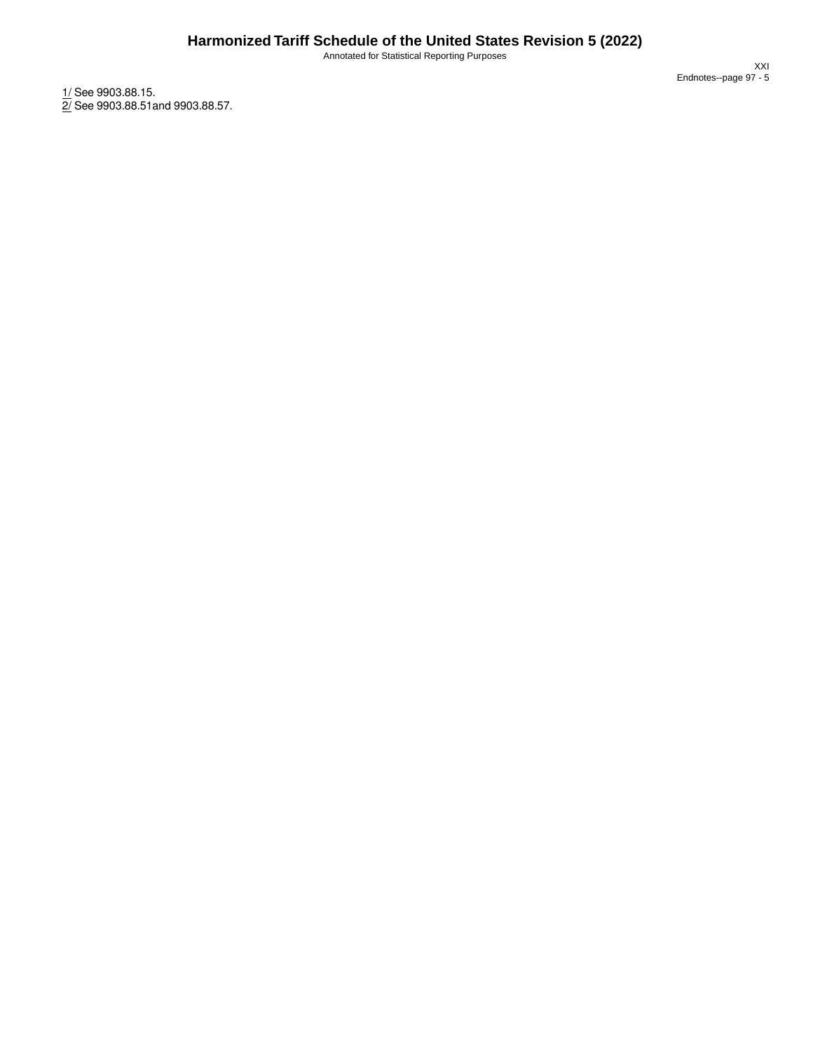1/ See 9903.88.15.
2/ See 9903.88.51and 9903.88.57.